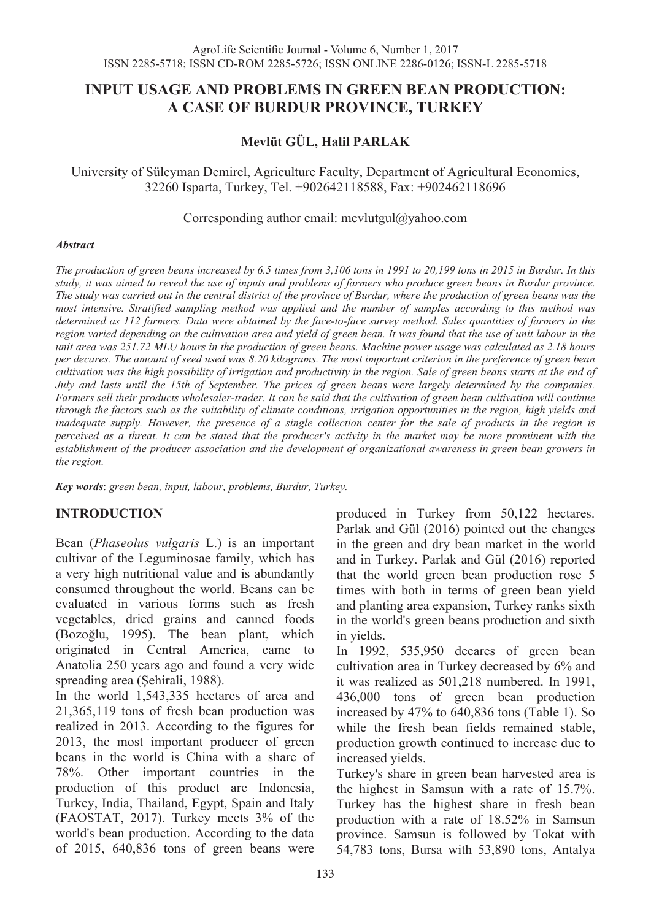# INPUT USAGE AND PROBLEMS IN GREEN BEAN PRODUCTION: A CASE OF BURDUR PROVINCE, TURKEY

**Mevlüt GÜL, Halil PARLAK**

University of Süleyman Demirel, Agriculture Faculty, Department of Agricultural Economics, 32260 Isparta, Turkey, Tel. +902642118588, Fax: +902462118696

Corresponding author email: mevlutgul@yahoo.com

***Abstract***

*The production of green beans increased by 6.5 times from 3,106 tons in 1991 to 20,199 tons in 2015 in Burdur. In this study, it was aimed to reveal the use of inputs and problems of farmers who produce green beans in Burdur province. The study was carried out in the central district of the province of Burdur, where the production of green beans was the most intensive. Stratified sampling method was applied and the number of samples according to this method was determined as 112 farmers. Data were obtained by the face-to-face survey method. Sales quantities of farmers in the region varied depending on the cultivation area and yield of green bean. It was found that the use of unit labour in the unit area was 251.72 MLU hours in the production of green beans. Machine power usage was calculated as 2.18 hours per decares. The amount of seed used was 8.20 kilograms. The most important criterion in the preference of green bean cultivation was the high possibility of irrigation and productivity in the region. Sale of green beans starts at the end of July and lasts until the 15th of September. The prices of green beans were largely determined by the companies. Farmers sell their products wholesaler-trader. It can be said that the cultivation of green bean cultivation will continue through the factors such as the suitability of climate conditions, irrigation opportunities in the region, high yields and inadequate supply. However, the presence of a single collection center for the sale of products in the region is perceived as a threat. It can be stated that the producer's activity in the market may be more prominent with the establishment of the producer association and the development of organizational awareness in green bean growers in the region.*

***Key words***: *green bean, input, labour, problems, Burdur, Turkey.*

## INTRODUCTION

Bean (*Phaseolus vulgaris* L.) is an important cultivar of the Leguminosae family, which has a very high nutritional value and is abundantly consumed throughout the world. Beans can be evaluated in various forms such as fresh vegetables, dried grains and canned foods (Bozoğlu, 1995). The bean plant, which originated in Central America, came to Anatolia 250 years ago and found a very wide spreading area (Şehirali, 1988).

In the world 1,543,335 hectares of area and 21,365,119 tons of fresh bean production was realized in 2013. According to the figures for 2013, the most important producer of green beans in the world is China with a share of 78%. Other important countries in the production of this product are Indonesia, Turkey, India, Thailand, Egypt, Spain and Italy (FAOSTAT, 2017). Turkey meets 3% of the world's bean production. According to the data of 2015, 640,836 tons of green beans were produced in Turkey from 50,122 hectares. Parlak and Gül (2016) pointed out the changes in the green and dry bean market in the world and in Turkey. Parlak and Gül (2016) reported that the world green bean production rose 5 times with both in terms of green bean yield and planting area expansion, Turkey ranks sixth in the world's green beans production and sixth in yields.

In 1992, 535,950 decares of green bean cultivation area in Turkey decreased by 6% and it was realized as 501,218 numbered. In 1991, 436,000 tons of green bean production increased by 47% to 640,836 tons (Table 1). So while the fresh bean fields remained stable, production growth continued to increase due to increased yields.

Turkey's share in green bean harvested area is the highest in Samsun with a rate of 15.7%. Turkey has the highest share in fresh bean production with a rate of 18.52% in Samsun province. Samsun is followed by Tokat with 54,783 tons, Bursa with 53,890 tons, Antalya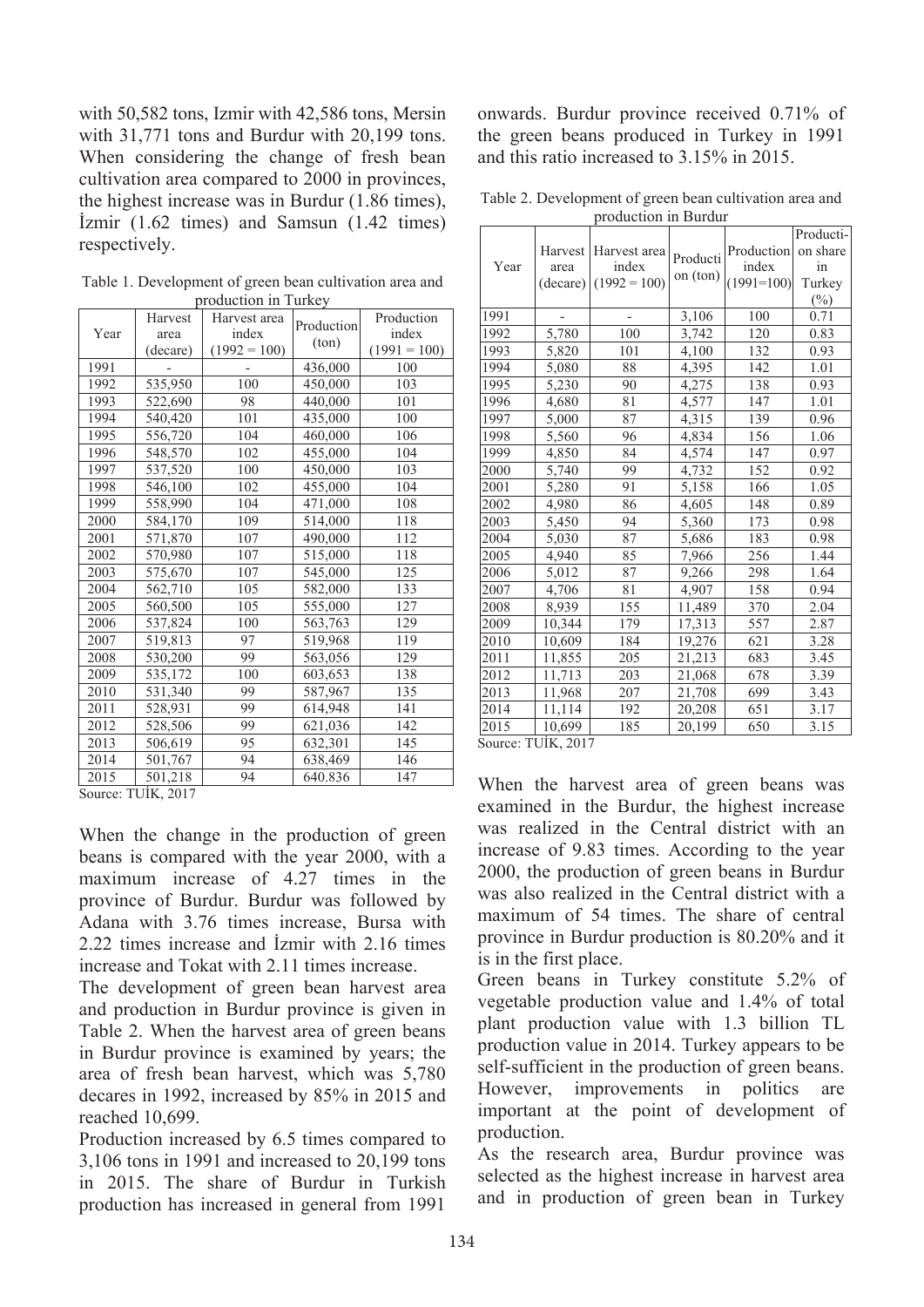with 50,582 tons, Izmir with 42,586 tons, Mersin with 31,771 tons and Burdur with 20,199 tons. When considering the change of fresh bean cultivation area compared to 2000 in provinces, the highest increase was in Burdur (1.86 times), İzmir (1.62 times) and Samsun (1.42 times) respectively.

Table 1. Development of green bean cultivation area and production in Turkey

| Year | Harvest area (decare) | Harvest area index (1992 = 100) | Production (ton) | Production index (1991 = 100) |
|---|---|---|---|---|
| 1991 | - | - | 436,000 | 100 |
| 1992 | 535,950 | 100 | 450,000 | 103 |
| 1993 | 522,690 | 98 | 440,000 | 101 |
| 1994 | 540,420 | 101 | 435,000 | 100 |
| 1995 | 556,720 | 104 | 460,000 | 106 |
| 1996 | 548,570 | 102 | 455,000 | 104 |
| 1997 | 537,520 | 100 | 450,000 | 103 |
| 1998 | 546,100 | 102 | 455,000 | 104 |
| 1999 | 558,990 | 104 | 471,000 | 108 |
| 2000 | 584,170 | 109 | 514,000 | 118 |
| 2001 | 571,870 | 107 | 490,000 | 112 |
| 2002 | 570,980 | 107 | 515,000 | 118 |
| 2003 | 575,670 | 107 | 545,000 | 125 |
| 2004 | 562,710 | 105 | 582,000 | 133 |
| 2005 | 560,500 | 105 | 555,000 | 127 |
| 2006 | 537,824 | 100 | 563,763 | 129 |
| 2007 | 519,813 | 97 | 519,968 | 119 |
| 2008 | 530,200 | 99 | 563,056 | 129 |
| 2009 | 535,172 | 100 | 603,653 | 138 |
| 2010 | 531,340 | 99 | 587,967 | 135 |
| 2011 | 528,931 | 99 | 614,948 | 141 |
| 2012 | 528,506 | 99 | 621,036 | 142 |
| 2013 | 506,619 | 95 | 632,301 | 145 |
| 2014 | 501,767 | 94 | 638,469 | 146 |
| 2015 | 501,218 | 94 | 640.836 | 147 |

Source: TUİK, 2017

When the change in the production of green beans is compared with the year 2000, with a maximum increase of 4.27 times in the province of Burdur. Burdur was followed by Adana with 3.76 times increase, Bursa with 2.22 times increase and İzmir with 2.16 times increase and Tokat with 2.11 times increase.

The development of green bean harvest area and production in Burdur province is given in Table 2. When the harvest area of green beans in Burdur province is examined by years; the area of fresh bean harvest, which was 5,780 decares in 1992, increased by 85% in 2015 and reached 10,699.

Production increased by 6.5 times compared to 3,106 tons in 1991 and increased to 20,199 tons in 2015. The share of Burdur in Turkish production has increased in general from 1991 onwards. Burdur province received 0.71% of the green beans produced in Turkey in 1991 and this ratio increased to 3.15% in 2015.

Table 2. Development of green bean cultivation area and production in Burdur

| Year | Harvest area (decare) | Harvest area index (1992 = 100) | Production (ton) | Production index (1991=100) | Production share in Turkey (%) |
|---|---|---|---|---|---|
| 1991 | - | - | 3,106 | 100 | 0.71 |
| 1992 | 5,780 | 100 | 3,742 | 120 | 0.83 |
| 1993 | 5,820 | 101 | 4,100 | 132 | 0.93 |
| 1994 | 5,080 | 88 | 4,395 | 142 | 1.01 |
| 1995 | 5,230 | 90 | 4,275 | 138 | 0.93 |
| 1996 | 4,680 | 81 | 4,577 | 147 | 1.01 |
| 1997 | 5,000 | 87 | 4,315 | 139 | 0.96 |
| 1998 | 5,560 | 96 | 4,834 | 156 | 1.06 |
| 1999 | 4,850 | 84 | 4,574 | 147 | 0.97 |
| 2000 | 5,740 | 99 | 4,732 | 152 | 0.92 |
| 2001 | 5,280 | 91 | 5,158 | 166 | 1.05 |
| 2002 | 4,980 | 86 | 4,605 | 148 | 0.89 |
| 2003 | 5,450 | 94 | 5,360 | 173 | 0.98 |
| 2004 | 5,030 | 87 | 5,686 | 183 | 0.98 |
| 2005 | 4,940 | 85 | 7,966 | 256 | 1.44 |
| 2006 | 5,012 | 87 | 9,266 | 298 | 1.64 |
| 2007 | 4,706 | 81 | 4,907 | 158 | 0.94 |
| 2008 | 8,939 | 155 | 11,489 | 370 | 2.04 |
| 2009 | 10,344 | 179 | 17,313 | 557 | 2.87 |
| 2010 | 10,609 | 184 | 19,276 | 621 | 3.28 |
| 2011 | 11,855 | 205 | 21,213 | 683 | 3.45 |
| 2012 | 11,713 | 203 | 21,068 | 678 | 3.39 |
| 2013 | 11,968 | 207 | 21,708 | 699 | 3.43 |
| 2014 | 11,114 | 192 | 20,208 | 651 | 3.17 |
| 2015 | 10,699 | 185 | 20,199 | 650 | 3.15 |

Source: TUİK, 2017

When the harvest area of green beans was examined in the Burdur, the highest increase was realized in the Central district with an increase of 9.83 times. According to the year 2000, the production of green beans in Burdur was also realized in the Central district with a maximum of 54 times. The share of central province in Burdur production is 80.20% and it is in the first place.

Green beans in Turkey constitute 5.2% of vegetable production value and 1.4% of total plant production value with 1.3 billion TL production value in 2014. Turkey appears to be self-sufficient in the production of green beans. However, improvements in politics are important at the point of development of production.

As the research area, Burdur province was selected as the highest increase in harvest area and in production of green bean in Turkey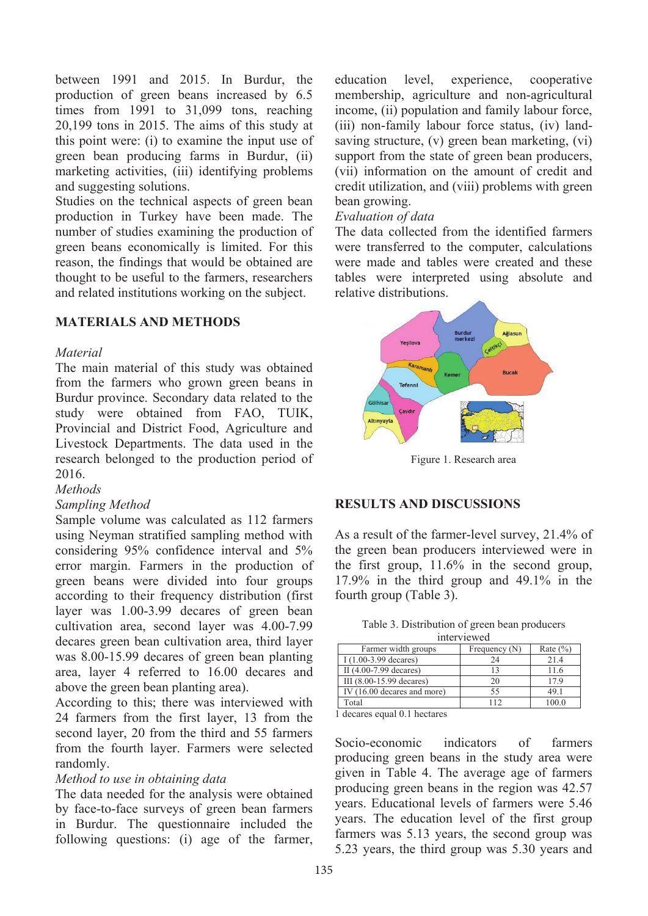between 1991 and 2015. In Burdur, the production of green beans increased by 6.5 times from 1991 to 31,099 tons, reaching 20,199 tons in 2015. The aims of this study at this point were: (i) to examine the input use of green bean producing farms in Burdur, (ii) marketing activities, (iii) identifying problems and suggesting solutions.

Studies on the technical aspects of green bean production in Turkey have been made. The number of studies examining the production of green beans economically is limited. For this reason, the findings that would be obtained are thought to be useful to the farmers, researchers and related institutions working on the subject.

## MATERIALS AND METHODS

*Material*

The main material of this study was obtained from the farmers who grown green beans in Burdur province. Secondary data related to the study were obtained from FAO, TUIK, Provincial and District Food, Agriculture and Livestock Departments. The data used in the research belonged to the production period of 2016.

*Methods*

*Sampling Method*

Sample volume was calculated as 112 farmers using Neyman stratified sampling method with considering 95% confidence interval and 5% error margin. Farmers in the production of green beans were divided into four groups according to their frequency distribution (first layer was 1.00-3.99 decares of green bean cultivation area, second layer was 4.00-7.99 decares green bean cultivation area, third layer was 8.00-15.99 decares of green bean planting area, layer 4 referred to 16.00 decares and above the green bean planting area).

According to this; there was interviewed with 24 farmers from the first layer, 13 from the second layer, 20 from the third and 55 farmers from the fourth layer. Farmers were selected randomly.

*Method to use in obtaining data*

The data needed for the analysis were obtained by face-to-face surveys of green bean farmers in Burdur. The questionnaire included the following questions: (i) age of the farmer, education level, experience, cooperative membership, agriculture and non-agricultural income, (ii) population and family labour force, (iii) non-family labour force status, (iv) land-saving structure, (v) green bean marketing, (vi) support from the state of green bean producers, (vii) information on the amount of credit and credit utilization, and (viii) problems with green bean growing.

*Evaluation of data*

The data collected from the identified farmers were transferred to the computer, calculations were made and tables were created and these tables were interpreted using absolute and relative distributions.

Figure 1. Research area

## RESULTS AND DISCUSSIONS

As a result of the farmer-level survey, 21.4% of the green bean producers interviewed were in the first group, 11.6% in the second group, 17.9% in the third group and 49.1% in the fourth group (Table 3).

Table 3. Distribution of green bean producers interviewed

| Farmer width groups | Frequency (N) | Rate (%) |
|---|---|---|
| I (1.00-3.99 decares) | 24 | 21.4 |
| II (4.00-7.99 decares) | 13 | 11.6 |
| III (8.00-15.99 decares) | 20 | 17.9 |
| IV (16.00 decares and more) | 55 | 49.1 |
| Total | 112 | 100.0 |

1 decares equal 0.1 hectares

Socio-economic indicators of farmers producing green beans in the study area were given in Table 4. The average age of farmers producing green beans in the region was 42.57 years. Educational levels of farmers were 5.46 years. The education level of the first group farmers was 5.13 years, the second group was 5.23 years, the third group was 5.30 years and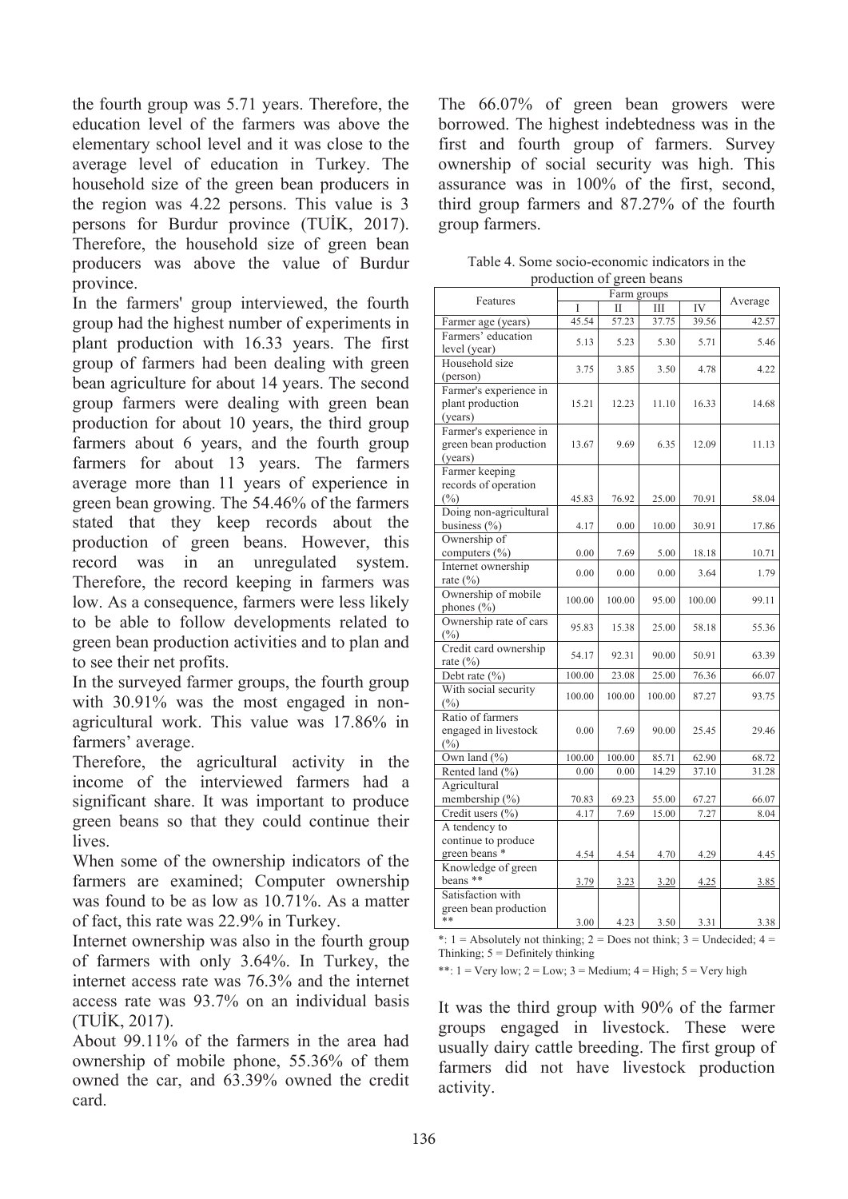the fourth group was 5.71 years. Therefore, the education level of the farmers was above the elementary school level and it was close to the average level of education in Turkey. The household size of the green bean producers in the region was 4.22 persons. This value is 3 persons for Burdur province (TUİK, 2017). Therefore, the household size of green bean producers was above the value of Burdur province.

In the farmers' group interviewed, the fourth group had the highest number of experiments in plant production with 16.33 years. The first group of farmers had been dealing with green bean agriculture for about 14 years. The second group farmers were dealing with green bean production for about 10 years, the third group farmers about 6 years, and the fourth group farmers for about 13 years. The farmers average more than 11 years of experience in green bean growing. The 54.46% of the farmers stated that they keep records about the production of green beans. However, this record was in an unregulated system. Therefore, the record keeping in farmers was low. As a consequence, farmers were less likely to be able to follow developments related to green bean production activities and to plan and to see their net profits.

In the surveyed farmer groups, the fourth group with 30.91% was the most engaged in non-agricultural work. This value was 17.86% in farmers' average.

Therefore, the agricultural activity in the income of the interviewed farmers had a significant share. It was important to produce green beans so that they could continue their lives.

When some of the ownership indicators of the farmers are examined; Computer ownership was found to be as low as 10.71%. As a matter of fact, this rate was 22.9% in Turkey.

Internet ownership was also in the fourth group of farmers with only 3.64%. In Turkey, the internet access rate was 76.3% and the internet access rate was 93.7% on an individual basis (TUİK, 2017).

About 99.11% of the farmers in the area had ownership of mobile phone, 55.36% of them owned the car, and 63.39% owned the credit card.

The 66.07% of green bean growers were borrowed. The highest indebtedness was in the first and fourth group of farmers. Survey ownership of social security was high. This assurance was in 100% of the first, second, third group farmers and 87.27% of the fourth group farmers.

Table 4. Some socio-economic indicators in the production of green beans

| Features | Farm groups | | | | Average |
|---|---|---|---|---|---|
| | I | II | III | IV | |
| Farmer age (years) | 45.54 | 57.23 | 37.75 | 39.56 | 42.57 |
| Farmers' education level (year) | 5.13 | 5.23 | 5.30 | 5.71 | 5.46 |
| Household size (person) | 3.75 | 3.85 | 3.50 | 4.78 | 4.22 |
| Farmer's experience in plant production (years) | 15.21 | 12.23 | 11.10 | 16.33 | 14.68 |
| Farmer's experience in green bean production (years) | 13.67 | 9.69 | 6.35 | 12.09 | 11.13 |
| Farmer keeping records of operation (%) | 45.83 | 76.92 | 25.00 | 70.91 | 58.04 |
| Doing non-agricultural business (%) | 4.17 | 0.00 | 10.00 | 30.91 | 17.86 |
| Ownership of computers (%) | 0.00 | 7.69 | 5.00 | 18.18 | 10.71 |
| Internet ownership rate (%) | 0.00 | 0.00 | 0.00 | 3.64 | 1.79 |
| Ownership of mobile phones (%) | 100.00 | 100.00 | 95.00 | 100.00 | 99.11 |
| Ownership rate of cars (%) | 95.83 | 15.38 | 25.00 | 58.18 | 55.36 |
| Credit card ownership rate (%) | 54.17 | 92.31 | 90.00 | 50.91 | 63.39 |
| Debt rate (%) | 100.00 | 23.08 | 25.00 | 76.36 | 66.07 |
| With social security (%) | 100.00 | 100.00 | 100.00 | 87.27 | 93.75 |
| Ratio of farmers engaged in livestock (%) | 0.00 | 7.69 | 90.00 | 25.45 | 29.46 |
| Own land (%) | 100.00 | 100.00 | 85.71 | 62.90 | 68.72 |
| Rented land (%) | 0.00 | 0.00 | 14.29 | 37.10 | 31.28 |
| Agricultural membership (%) | 70.83 | 69.23 | 55.00 | 67.27 | 66.07 |
| Credit users (%) | 4.17 | 7.69 | 15.00 | 7.27 | 8.04 |
| A tendency to continue to produce green beans * | 4.54 | 4.54 | 4.70 | 4.29 | 4.45 |
| Knowledge of green beans ** | 3.79 | 3.23 | 3.20 | 4.25 | 3.85 |
| Satisfaction with green bean production ** | 3.00 | 4.23 | 3.50 | 3.31 | 3.38 |

*: 1 = Absolutely not thinking; 2 = Does not think; 3 = Undecided; 4 = Thinking; 5 = Definitely thinking

**: 1 = Very low; 2 = Low; 3 = Medium; 4 = High; 5 = Very high

It was the third group with 90% of the farmer groups engaged in livestock. These were usually dairy cattle breeding. The first group of farmers did not have livestock production activity.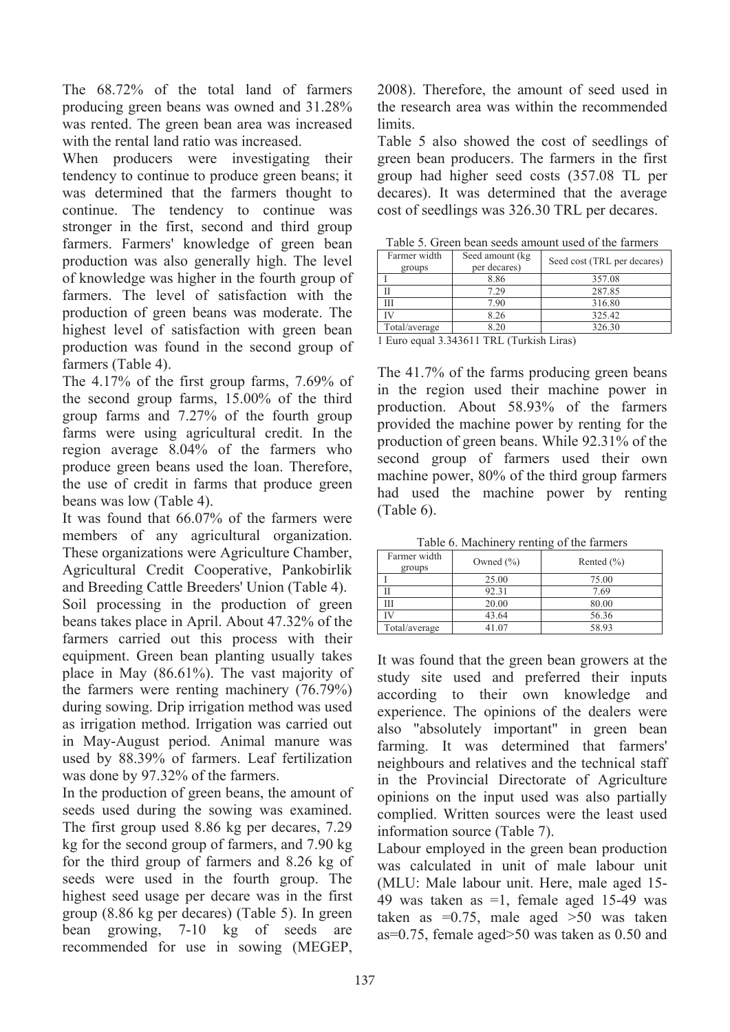The 68.72% of the total land of farmers producing green beans was owned and 31.28% was rented. The green bean area was increased with the rental land ratio was increased.

When producers were investigating their tendency to continue to produce green beans; it was determined that the farmers thought to continue. The tendency to continue was stronger in the first, second and third group farmers. Farmers' knowledge of green bean production was also generally high. The level of knowledge was higher in the fourth group of farmers. The level of satisfaction with the production of green beans was moderate. The highest level of satisfaction with green bean production was found in the second group of farmers (Table 4).

The 4.17% of the first group farms, 7.69% of the second group farms, 15.00% of the third group farms and 7.27% of the fourth group farms were using agricultural credit. In the region average 8.04% of the farmers who produce green beans used the loan. Therefore, the use of credit in farms that produce green beans was low (Table 4).

It was found that 66.07% of the farmers were members of any agricultural organization. These organizations were Agriculture Chamber, Agricultural Credit Cooperative, Pankobirlik and Breeding Cattle Breeders' Union (Table 4).

Soil processing in the production of green beans takes place in April. About 47.32% of the farmers carried out this process with their equipment. Green bean planting usually takes place in May (86.61%). The vast majority of the farmers were renting machinery (76.79%) during sowing. Drip irrigation method was used as irrigation method. Irrigation was carried out in May-August period. Animal manure was used by 88.39% of farmers. Leaf fertilization was done by 97.32% of the farmers.

In the production of green beans, the amount of seeds used during the sowing was examined. The first group used 8.86 kg per decares, 7.29 kg for the second group of farmers, and 7.90 kg for the third group of farmers and 8.26 kg of seeds were used in the fourth group. The highest seed usage per decare was in the first group (8.86 kg per decares) (Table 5). In green bean growing, 7-10 kg of seeds are recommended for use in sowing (MEGEP, 2008). Therefore, the amount of seed used in the research area was within the recommended limits.

Table 5 also showed the cost of seedlings of green bean producers. The farmers in the first group had higher seed costs (357.08 TL per decares). It was determined that the average cost of seedlings was 326.30 TRL per decares.

Table 5. Green bean seeds amount used of the farmers

| Farmer width groups | Seed amount (kg per decares) | Seed cost (TRL per decares) |
|---|---|---|
| I | 8.86 | 357.08 |
| II | 7.29 | 287.85 |
| III | 7.90 | 316.80 |
| IV | 8.26 | 325.42 |
| Total/average | 8.20 | 326.30 |

1 Euro equal 3.343611 TRL (Turkish Liras)

The 41.7% of the farms producing green beans in the region used their machine power in production. About 58.93% of the farmers provided the machine power by renting for the production of green beans. While 92.31% of the second group of farmers used their own machine power, 80% of the third group farmers had used the machine power by renting (Table 6).

Table 6. Machinery renting of the farmers

| Farmer width groups | Owned (%) | Rented (%) |
|---|---|---|
| I | 25.00 | 75.00 |
| II | 92.31 | 7.69 |
| III | 20.00 | 80.00 |
| IV | 43.64 | 56.36 |
| Total/average | 41.07 | 58.93 |

It was found that the green bean growers at the study site used and preferred their inputs according to their own knowledge and experience. The opinions of the dealers were also "absolutely important" in green bean farming. It was determined that farmers' neighbours and relatives and the technical staff in the Provincial Directorate of Agriculture opinions on the input used was also partially complied. Written sources were the least used information source (Table 7).

Labour employed in the green bean production was calculated in unit of male labour unit (MLU: Male labour unit. Here, male aged 15-49 was taken as =1, female aged 15-49 was taken as =0.75, male aged >50 was taken as=0.75, female aged>50 was taken as 0.50 and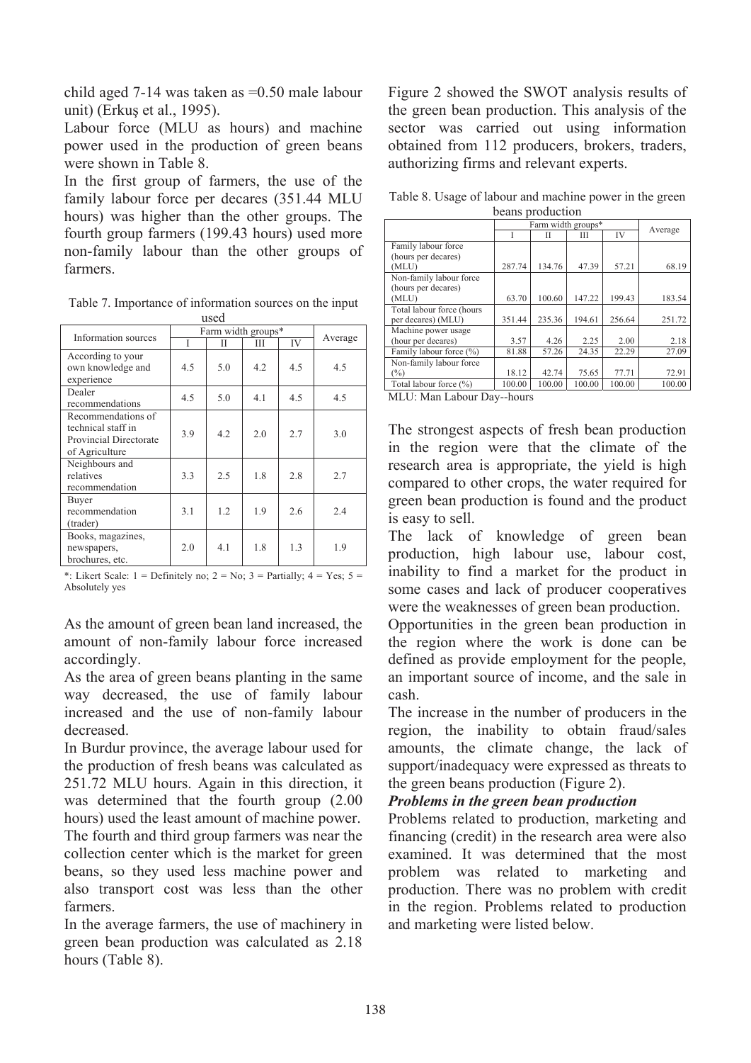child aged 7-14 was taken as =0.50 male labour unit) (Erkuş et al., 1995).

Labour force (MLU as hours) and machine power used in the production of green beans were shown in Table 8.

In the first group of farmers, the use of the family labour force per decares (351.44 MLU hours) was higher than the other groups. The fourth group farmers (199.43 hours) used more non-family labour than the other groups of farmers.

Table 7. Importance of information sources on the input used

| Information sources | Farm width groups* | | | | Average |
|---|---|---|---|---|---|
| | I | II | III | IV | |
| According to your own knowledge and experience | 4.5 | 5.0 | 4.2 | 4.5 | 4.5 |
| Dealer recommendations | 4.5 | 5.0 | 4.1 | 4.5 | 4.5 |
| Recommendations of technical staff in Provincial Directorate of Agriculture | 3.9 | 4.2 | 2.0 | 2.7 | 3.0 |
| Neighbours and relatives recommendation | 3.3 | 2.5 | 1.8 | 2.8 | 2.7 |
| Buyer recommendation (trader) | 3.1 | 1.2 | 1.9 | 2.6 | 2.4 |
| Books, magazines, newspapers, brochures, etc. | 2.0 | 4.1 | 1.8 | 1.3 | 1.9 |

*: Likert Scale: 1 = Definitely no; 2 = No; 3 = Partially; 4 = Yes; 5 = Absolutely yes

As the amount of green bean land increased, the amount of non-family labour force increased accordingly.

As the area of green beans planting in the same way decreased, the use of family labour increased and the use of non-family labour decreased.

In Burdur province, the average labour used for the production of fresh beans was calculated as 251.72 MLU hours. Again in this direction, it was determined that the fourth group (2.00 hours) used the least amount of machine power. The fourth and third group farmers was near the collection center which is the market for green beans, so they used less machine power and also transport cost was less than the other farmers.

In the average farmers, the use of machinery in green bean production was calculated as 2.18 hours (Table 8).

Figure 2 showed the SWOT analysis results of the green bean production. This analysis of the sector was carried out using information obtained from 112 producers, brokers, traders, authorizing firms and relevant experts.

Table 8. Usage of labour and machine power in the green beans production

| | Farm width groups* | | | | Average |
|---|---|---|---|---|---|
| | I | II | III | IV | |
| Family labour force (hours per decares) (MLU) | 287.74 | 134.76 | 47.39 | 57.21 | 68.19 |
| Non-family labour force (hours per decares) (MLU) | 63.70 | 100.60 | 147.22 | 199.43 | 183.54 |
| Total labour force (hours per decares) (MLU) | 351.44 | 235.36 | 194.61 | 256.64 | 251.72 |
| Machine power usage (hour per decares) | 3.57 | 4.26 | 2.25 | 2.00 | 2.18 |
| Family labour force (%) | 81.88 | 57.26 | 24.35 | 22.29 | 27.09 |
| Non-family labour force (%) | 18.12 | 42.74 | 75.65 | 77.71 | 72.91 |
| Total labour force (%) | 100.00 | 100.00 | 100.00 | 100.00 | 100.00 |

MLU: Man Labour Day--hours

The strongest aspects of fresh bean production in the region were that the climate of the research area is appropriate, the yield is high compared to other crops, the water required for green bean production is found and the product is easy to sell.

The lack of knowledge of green bean production, high labour use, labour cost, inability to find a market for the product in some cases and lack of producer cooperatives were the weaknesses of green bean production.

Opportunities in the green bean production in the region where the work is done can be defined as provide employment for the people, an important source of income, and the sale in cash.

The increase in the number of producers in the region, the inability to obtain fraud/sales amounts, the climate change, the lack of support/inadequacy were expressed as threats to the green beans production (Figure 2).

***Problems in the green bean production***

Problems related to production, marketing and financing (credit) in the research area were also examined. It was determined that the most problem was related to marketing and production. There was no problem with credit in the region. Problems related to production and marketing were listed below.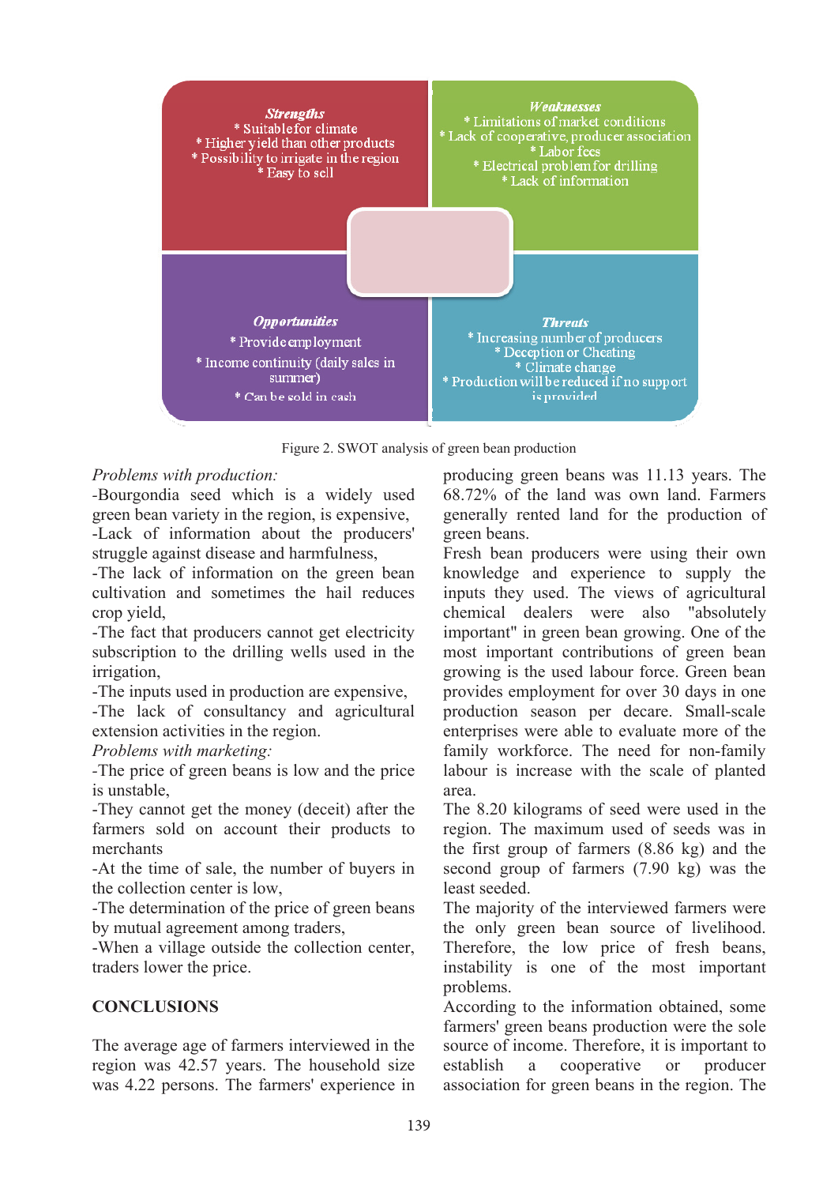**Strengths**
* Suitable for climate
* Higher yield than other products
* Possibility to irrigate in the region
* Easy to sell

**Weaknesses**
* Limitations of market conditions
* Lack of cooperative, producer association
* Labor fees
* Electrical problem for drilling
* Lack of information

**Opportunities**
* Provide employment
* Income continuity (daily sales in summer)
* Can be sold in cash

**Threats**
* Increasing number of producers
* Deception or Cheating
* Climate change
* Production will be reduced if no support is provided

Figure 2. SWOT analysis of green bean production

*Problems with production:*

-Bourgondia seed which is a widely used green bean variety in the region, is expensive,

-Lack of information about the producers' struggle against disease and harmfulness,

-The lack of information on the green bean cultivation and sometimes the hail reduces crop yield,

-The fact that producers cannot get electricity subscription to the drilling wells used in the irrigation,

-The inputs used in production are expensive,

-The lack of consultancy and agricultural extension activities in the region.

*Problems with marketing:*

-The price of green beans is low and the price is unstable,

-They cannot get the money (deceit) after the farmers sold on account their products to merchants

-At the time of sale, the number of buyers in the collection center is low,

-The determination of the price of green beans by mutual agreement among traders,

-When a village outside the collection center, traders lower the price.

## CONCLUSIONS

The average age of farmers interviewed in the region was 42.57 years. The household size was 4.22 persons. The farmers' experience in producing green beans was 11.13 years. The 68.72% of the land was own land. Farmers generally rented land for the production of green beans.

Fresh bean producers were using their own knowledge and experience to supply the inputs they used. The views of agricultural chemical dealers were also "absolutely important" in green bean growing. One of the most important contributions of green bean growing is the used labour force. Green bean provides employment for over 30 days in one production season per decare. Small-scale enterprises were able to evaluate more of the family workforce. The need for non-family labour is increase with the scale of planted area.

The 8.20 kilograms of seed were used in the region. The maximum used of seeds was in the first group of farmers (8.86 kg) and the second group of farmers (7.90 kg) was the least seeded.

The majority of the interviewed farmers were the only green bean source of livelihood. Therefore, the low price of fresh beans, instability is one of the most important problems.

According to the information obtained, some farmers' green beans production were the sole source of income. Therefore, it is important to establish a cooperative or producer association for green beans in the region. The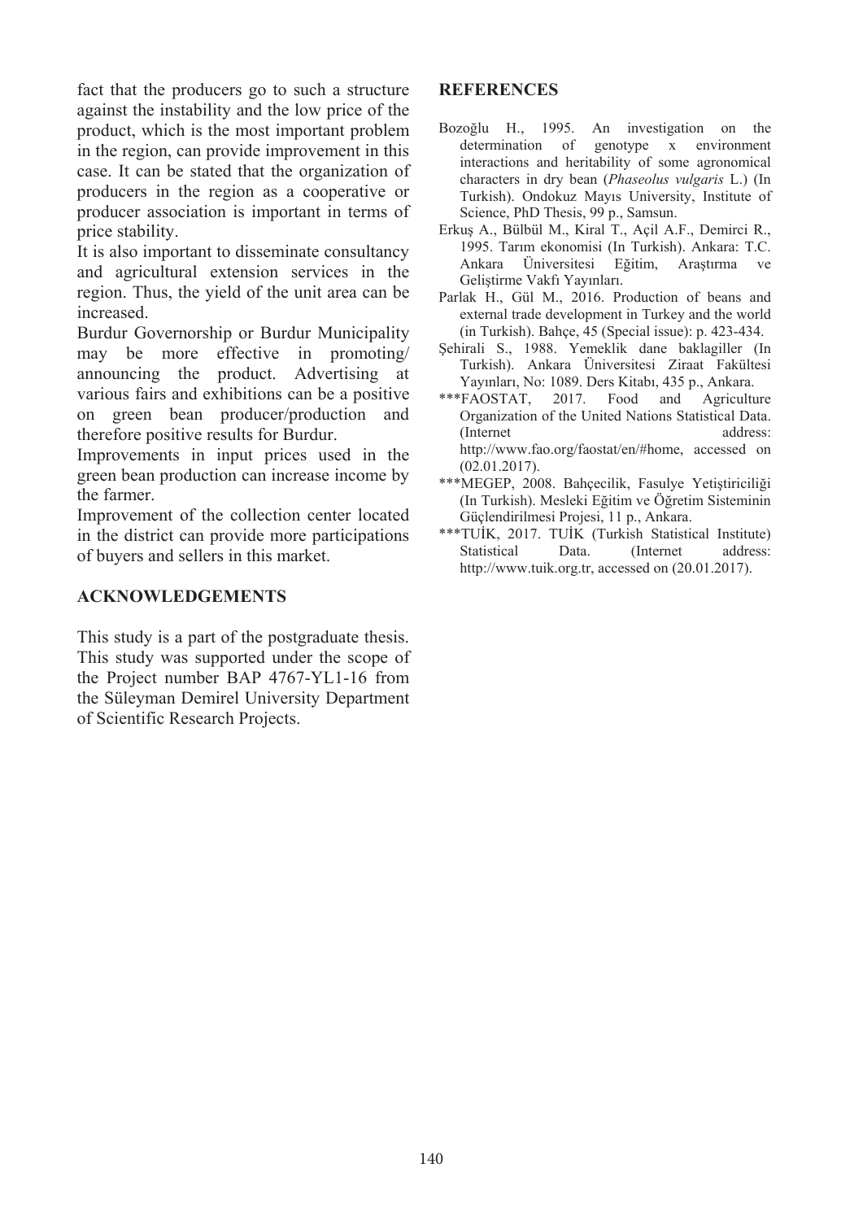fact that the producers go to such a structure against the instability and the low price of the product, which is the most important problem in the region, can provide improvement in this case. It can be stated that the organization of producers in the region as a cooperative or producer association is important in terms of price stability.

It is also important to disseminate consultancy and agricultural extension services in the region. Thus, the yield of the unit area can be increased.

Burdur Governorship or Burdur Municipality may be more effective in promoting/ announcing the product. Advertising at various fairs and exhibitions can be a positive on green bean producer/production and therefore positive results for Burdur.

Improvements in input prices used in the green bean production can increase income by the farmer.

Improvement of the collection center located in the district can provide more participations of buyers and sellers in this market.

## ACKNOWLEDGEMENTS

This study is a part of the postgraduate thesis. This study was supported under the scope of the Project number BAP 4767-YL1-16 from the Süleyman Demirel University Department of Scientific Research Projects.

## REFERENCES

Bozoğlu H., 1995. An investigation on the determination of genotype x environment interactions and heritability of some agronomical characters in dry bean (*Phaseolus vulgaris* L.) (In Turkish). Ondokuz Mayıs University, Institute of Science, PhD Thesis, 99 p., Samsun.

Erkuş A., Bülbül M., Kiral T., Açil A.F., Demirci R., 1995. Tarım ekonomisi (In Turkish). Ankara: T.C. Ankara Üniversitesi Eğitim, Araştırma ve Geliştirme Vakfı Yayınları.

Parlak H., Gül M., 2016. Production of beans and external trade development in Turkey and the world (in Turkish). Bahçe, 45 (Special issue): p. 423-434.

Şehirali S., 1988. Yemeklik dane baklagiller (In Turkish). Ankara Üniversitesi Ziraat Fakültesi Yayınları, No: 1089. Ders Kitabı, 435 p., Ankara.

***FAOSTAT, 2017. Food and Agriculture Organization of the United Nations Statistical Data. (Internet address: http://www.fao.org/faostat/en/#home, accessed on (02.01.2017).

***MEGEP, 2008. Bahçecilik, Fasulye Yetiştiriciliği (In Turkish). Mesleki Eğitim ve Öğretim Sisteminin Güçlendirilmesi Projesi, 11 p., Ankara.

***TUİK, 2017. TUİK (Turkish Statistical Institute) Statistical Data. (Internet address: http://www.tuik.org.tr, accessed on (20.01.2017).